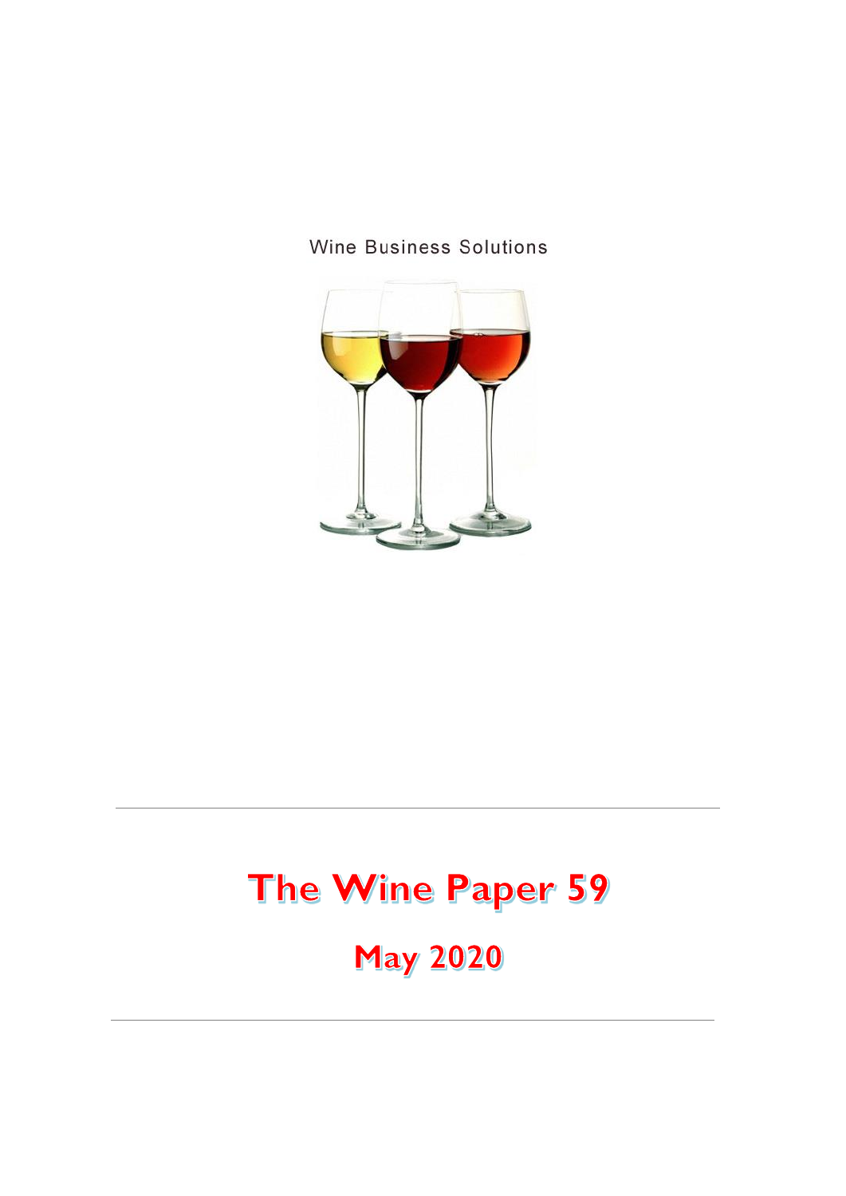Wine Business Solutions

---

# The Wine Paper 59

## May 2020

---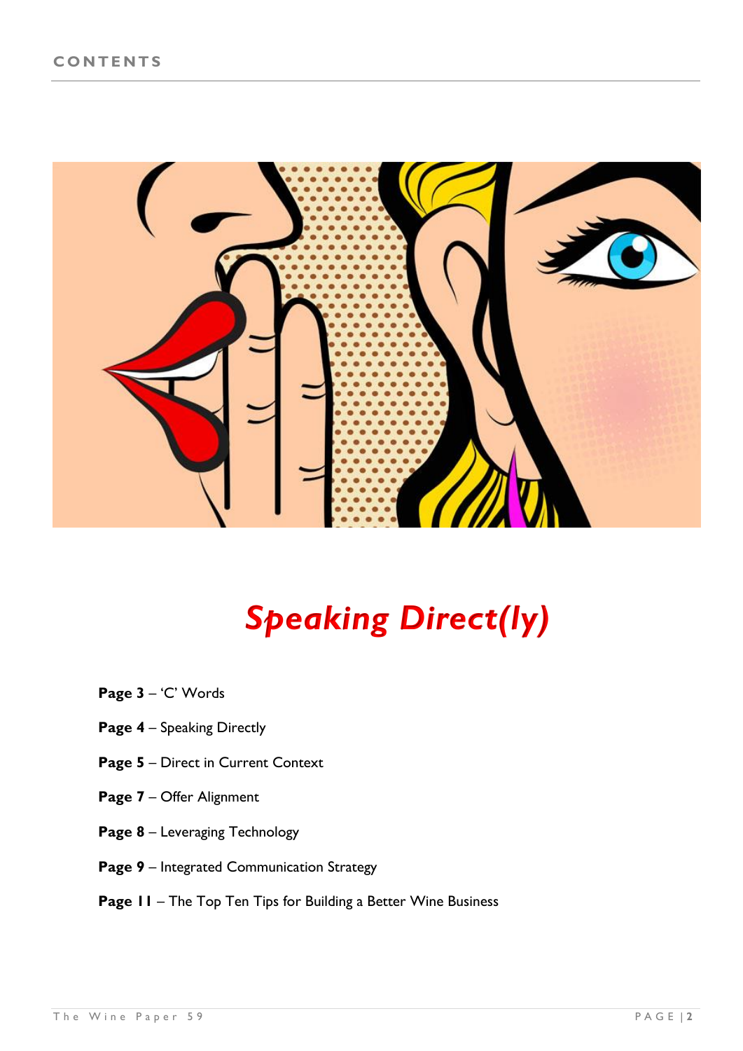# CONTENTS

## *Speaking Direct(ly)*

**Page 3** – 'C' Words

**Page 4** – Speaking Directly

**Page 5** – Direct in Current Context

**Page 7** – Offer Alignment

**Page 8** – Leveraging Technology

**Page 9** – Integrated Communication Strategy

**Page 11** – The Top Ten Tips for Building a Better Wine Business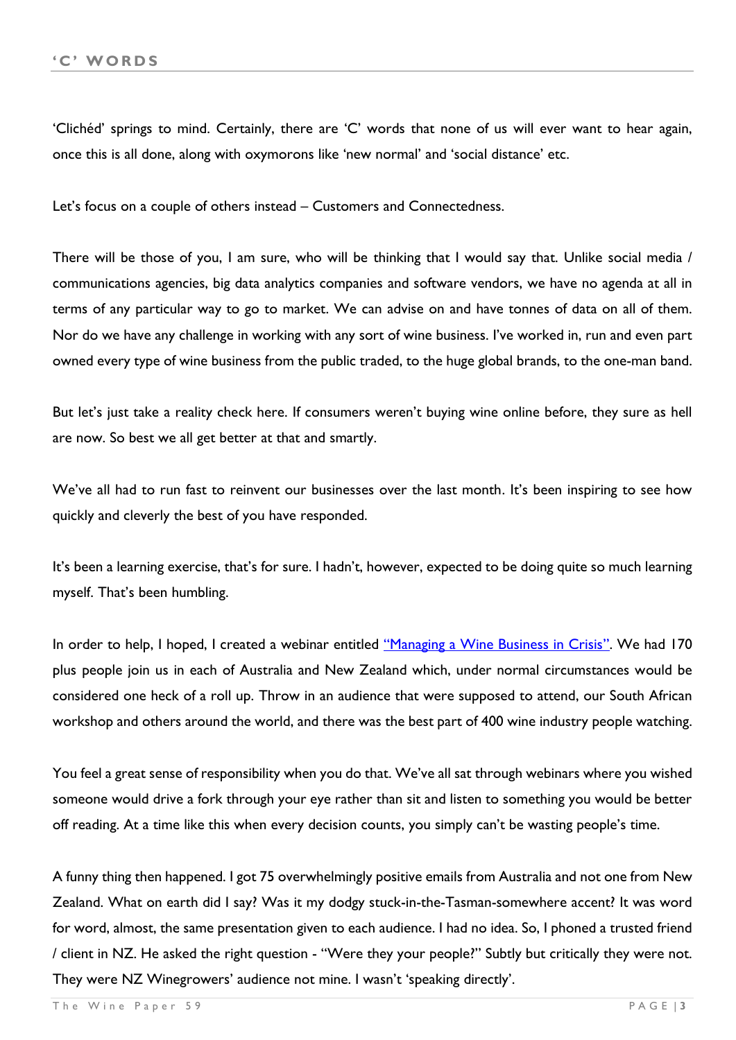## 'C' WORDS

'Clichéd' springs to mind. Certainly, there are 'C' words that none of us will ever want to hear again, once this is all done, along with oxymorons like 'new normal' and 'social distance' etc.

Let's focus on a couple of others instead – Customers and Connectedness.

There will be those of you, I am sure, who will be thinking that I would say that. Unlike social media / communications agencies, big data analytics companies and software vendors, we have no agenda at all in terms of any particular way to go to market. We can advise on and have tonnes of data on all of them. Nor do we have any challenge in working with any sort of wine business. I've worked in, run and even part owned every type of wine business from the public traded, to the huge global brands, to the one-man band.

But let's just take a reality check here. If consumers weren't buying wine online before, they sure as hell are now. So best we all get better at that and smartly.

We've all had to run fast to reinvent our businesses over the last month. It's been inspiring to see how quickly and cleverly the best of you have responded.

It's been a learning exercise, that's for sure. I hadn't, however, expected to be doing quite so much learning myself. That's been humbling.

In order to help, I hoped, I created a webinar entitled "Managing a Wine Business in Crisis". We had 170 plus people join us in each of Australia and New Zealand which, under normal circumstances would be considered one heck of a roll up. Throw in an audience that were supposed to attend, our South African workshop and others around the world, and there was the best part of 400 wine industry people watching.

You feel a great sense of responsibility when you do that. We've all sat through webinars where you wished someone would drive a fork through your eye rather than sit and listen to something you would be better off reading. At a time like this when every decision counts, you simply can't be wasting people's time.

A funny thing then happened. I got 75 overwhelmingly positive emails from Australia and not one from New Zealand. What on earth did I say? Was it my dodgy stuck-in-the-Tasman-somewhere accent? It was word for word, almost, the same presentation given to each audience. I had no idea. So, I phoned a trusted friend / client in NZ. He asked the right question - "Were they your people?" Subtly but critically they were not. They were NZ Winegrowers' audience not mine. I wasn't 'speaking directly'.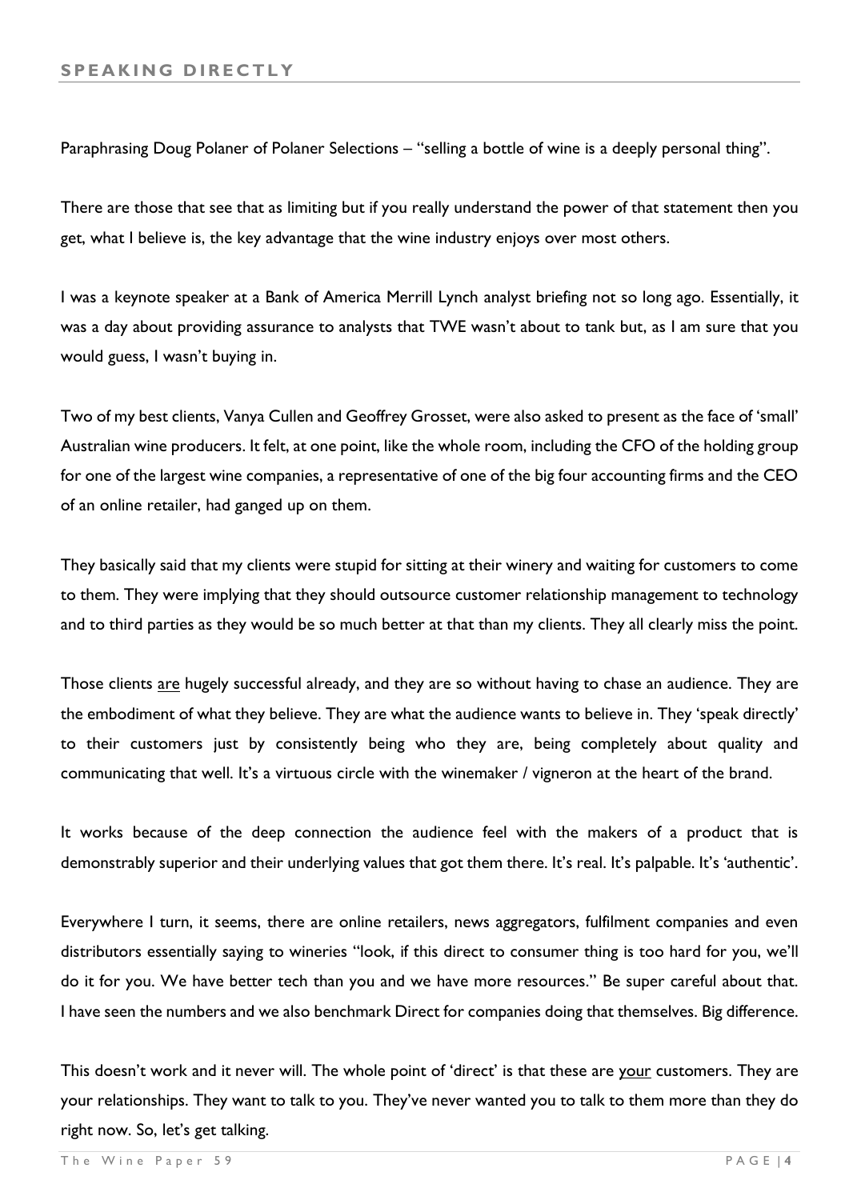## SPEAKING DIRECTLY

Paraphrasing Doug Polaner of Polaner Selections – "selling a bottle of wine is a deeply personal thing".

There are those that see that as limiting but if you really understand the power of that statement then you get, what I believe is, the key advantage that the wine industry enjoys over most others.

I was a keynote speaker at a Bank of America Merrill Lynch analyst briefing not so long ago. Essentially, it was a day about providing assurance to analysts that TWE wasn't about to tank but, as I am sure that you would guess, I wasn't buying in.

Two of my best clients, Vanya Cullen and Geoffrey Grosset, were also asked to present as the face of 'small' Australian wine producers. It felt, at one point, like the whole room, including the CFO of the holding group for one of the largest wine companies, a representative of one of the big four accounting firms and the CEO of an online retailer, had ganged up on them.

They basically said that my clients were stupid for sitting at their winery and waiting for customers to come to them. They were implying that they should outsource customer relationship management to technology and to third parties as they would be so much better at that than my clients. They all clearly miss the point.

Those clients <u>are</u> hugely successful already, and they are so without having to chase an audience. They are the embodiment of what they believe. They are what the audience wants to believe in. They 'speak directly' to their customers just by consistently being who they are, being completely about quality and communicating that well. It's a virtuous circle with the winemaker / vigneron at the heart of the brand.

It works because of the deep connection the audience feel with the makers of a product that is demonstrably superior and their underlying values that got them there. It's real. It's palpable. It's 'authentic'.

Everywhere I turn, it seems, there are online retailers, news aggregators, fulfilment companies and even distributors essentially saying to wineries "look, if this direct to consumer thing is too hard for you, we'll do it for you. We have better tech than you and we have more resources." Be super careful about that. I have seen the numbers and we also benchmark Direct for companies doing that themselves. Big difference.

This doesn't work and it never will. The whole point of 'direct' is that these are <u>your</u> customers. They are your relationships. They want to talk to you. They've never wanted you to talk to them more than they do right now. So, let's get talking.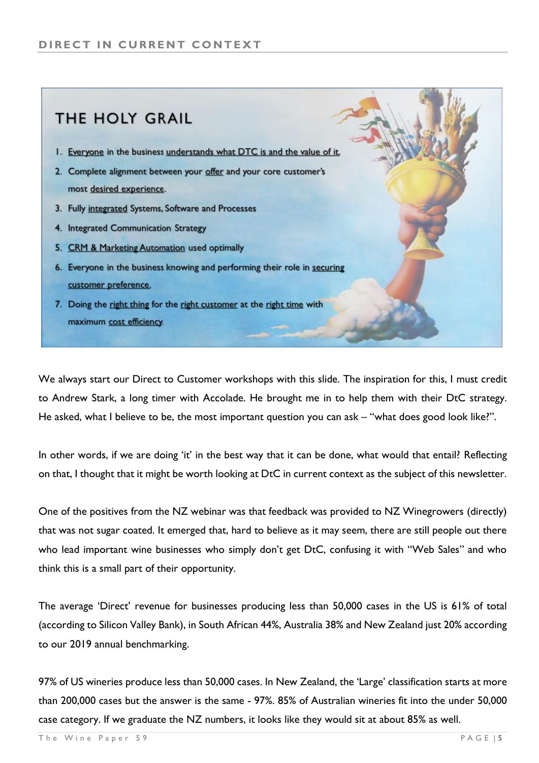## THE HOLY GRAIL

1. Everyone in the business understands what DTC is and the value of it.
2. Complete alignment between your offer and your core customer's most desired experience.
3. Fully integrated Systems, Software and Processes
4. Integrated Communication Strategy
5. CRM & Marketing Automation used optimally
6. Everyone in the business knowing and performing their role in securing customer preference.
7. Doing the right thing for the right customer at the right time with maximum cost efficiency.

We always start our Direct to Customer workshops with this slide. The inspiration for this, I must credit to Andrew Stark, a long timer with Accolade. He brought me in to help them with their DtC strategy. He asked, what I believe to be, the most important question you can ask – "what does good look like?".

In other words, if we are doing 'it' in the best way that it can be done, what would that entail? Reflecting on that, I thought that it might be worth looking at DtC in current context as the subject of this newsletter.

One of the positives from the NZ webinar was that feedback was provided to NZ Winegrowers (directly) that was not sugar coated. It emerged that, hard to believe as it may seem, there are still people out there who lead important wine businesses who simply don't get DtC, confusing it with "Web Sales" and who think this is a small part of their opportunity.

The average 'Direct' revenue for businesses producing less than 50,000 cases in the US is 61% of total (according to Silicon Valley Bank), in South African 44%, Australia 38% and New Zealand just 20% according to our 2019 annual benchmarking.

97% of US wineries produce less than 50,000 cases. In New Zealand, the 'Large' classification starts at more than 200,000 cases but the answer is the same - 97%. 85% of Australian wineries fit into the under 50,000 case category. If we graduate the NZ numbers, it looks like they would sit at about 85% as well.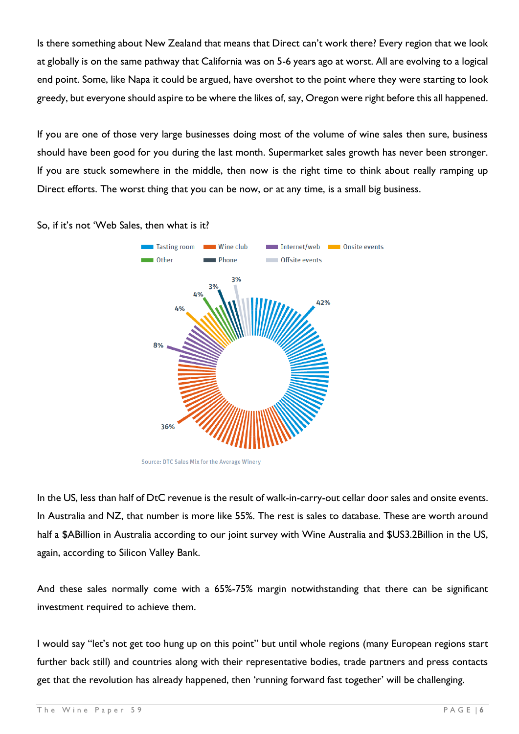Is there something about New Zealand that means that Direct can't work there? Every region that we look at globally is on the same pathway that California was on 5-6 years ago at worst. All are evolving to a logical end point. Some, like Napa it could be argued, have overshot to the point where they were starting to look greedy, but everyone should aspire to be where the likes of, say, Oregon were right before this all happened.

If you are one of those very large businesses doing most of the volume of wine sales then sure, business should have been good for you during the last month. Supermarket sales growth has never been stronger. If you are stuck somewhere in the middle, then now is the right time to think about really ramping up Direct efforts. The worst thing that you can be now, or at any time, is a small big business.

So, if it's not 'Web Sales, then what is it?

| Channel | Share |
| --- | --- |
| Tasting room | 42% |
| Wine club | 36% |
| Internet/web | 8% |
| Onsite events | 4% |
| Other | 4% |
| Phone | 3% |
| Offsite events | 3% |

Source: DTC Sales Mix for the Average Winery

In the US, less than half of DtC revenue is the result of walk-in-carry-out cellar door sales and onsite events. In Australia and NZ, that number is more like 55%. The rest is sales to database. These are worth around half a $ABillion in Australia according to our joint survey with Wine Australia and $US3.2Billion in the US, again, according to Silicon Valley Bank.

And these sales normally come with a 65%-75% margin notwithstanding that there can be significant investment required to achieve them.

I would say "let's not get too hung up on this point" but until whole regions (many European regions start further back still) and countries along with their representative bodies, trade partners and press contacts get that the revolution has already happened, then 'running forward fast together' will be challenging.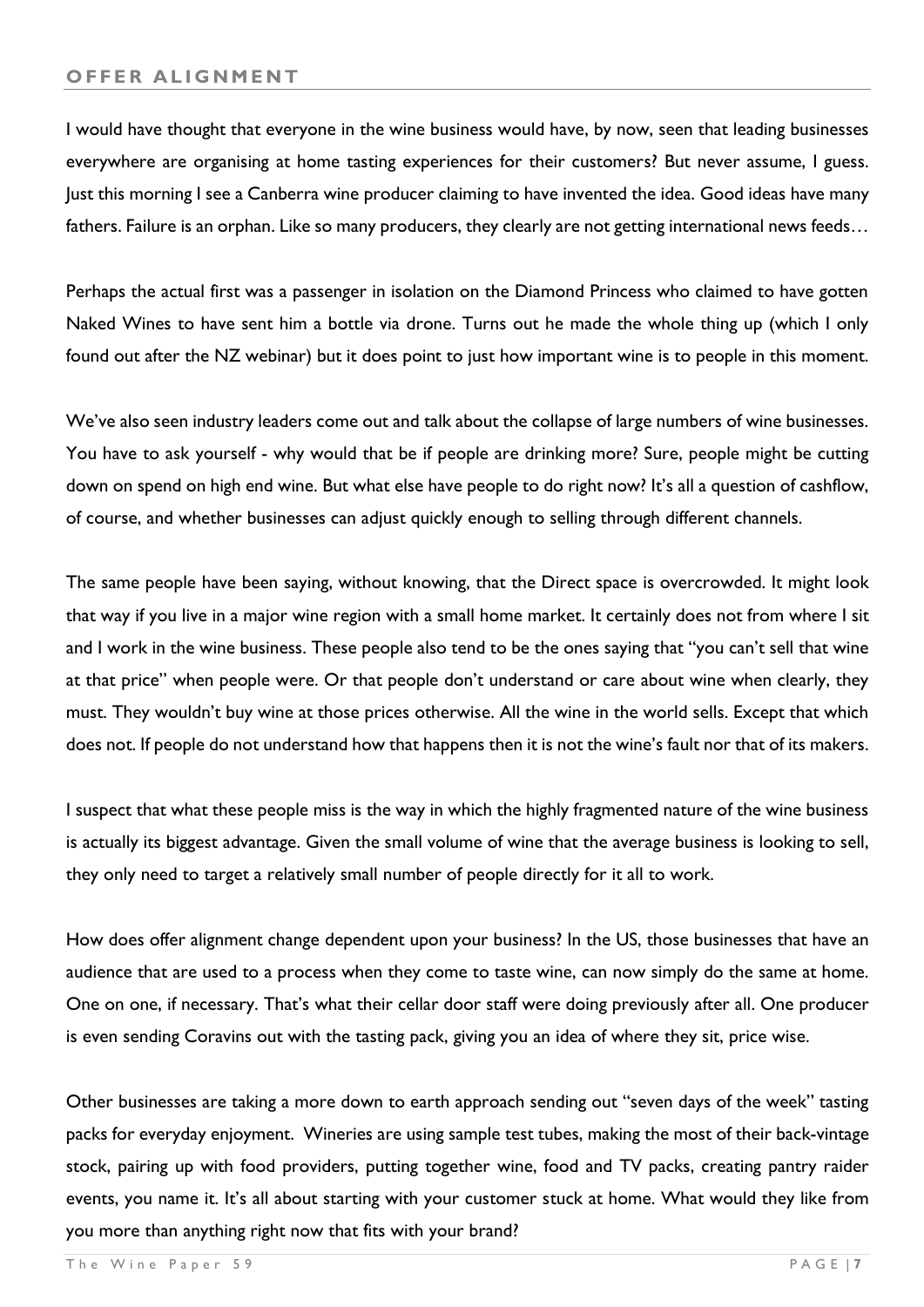## OFFER ALIGNMENT

I would have thought that everyone in the wine business would have, by now, seen that leading businesses everywhere are organising at home tasting experiences for their customers? But never assume, I guess. Just this morning I see a Canberra wine producer claiming to have invented the idea. Good ideas have many fathers. Failure is an orphan. Like so many producers, they clearly are not getting international news feeds…

Perhaps the actual first was a passenger in isolation on the Diamond Princess who claimed to have gotten Naked Wines to have sent him a bottle via drone. Turns out he made the whole thing up (which I only found out after the NZ webinar) but it does point to just how important wine is to people in this moment.

We've also seen industry leaders come out and talk about the collapse of large numbers of wine businesses. You have to ask yourself - why would that be if people are drinking more? Sure, people might be cutting down on spend on high end wine. But what else have people to do right now? It's all a question of cashflow, of course, and whether businesses can adjust quickly enough to selling through different channels.

The same people have been saying, without knowing, that the Direct space is overcrowded. It might look that way if you live in a major wine region with a small home market. It certainly does not from where I sit and I work in the wine business. These people also tend to be the ones saying that "you can't sell that wine at that price" when people were. Or that people don't understand or care about wine when clearly, they must. They wouldn't buy wine at those prices otherwise. All the wine in the world sells. Except that which does not. If people do not understand how that happens then it is not the wine's fault nor that of its makers.

I suspect that what these people miss is the way in which the highly fragmented nature of the wine business is actually its biggest advantage. Given the small volume of wine that the average business is looking to sell, they only need to target a relatively small number of people directly for it all to work.

How does offer alignment change dependent upon your business? In the US, those businesses that have an audience that are used to a process when they come to taste wine, can now simply do the same at home. One on one, if necessary. That's what their cellar door staff were doing previously after all. One producer is even sending Coravins out with the tasting pack, giving you an idea of where they sit, price wise.

Other businesses are taking a more down to earth approach sending out "seven days of the week" tasting packs for everyday enjoyment. Wineries are using sample test tubes, making the most of their back-vintage stock, pairing up with food providers, putting together wine, food and TV packs, creating pantry raider events, you name it. It's all about starting with your customer stuck at home. What would they like from you more than anything right now that fits with your brand?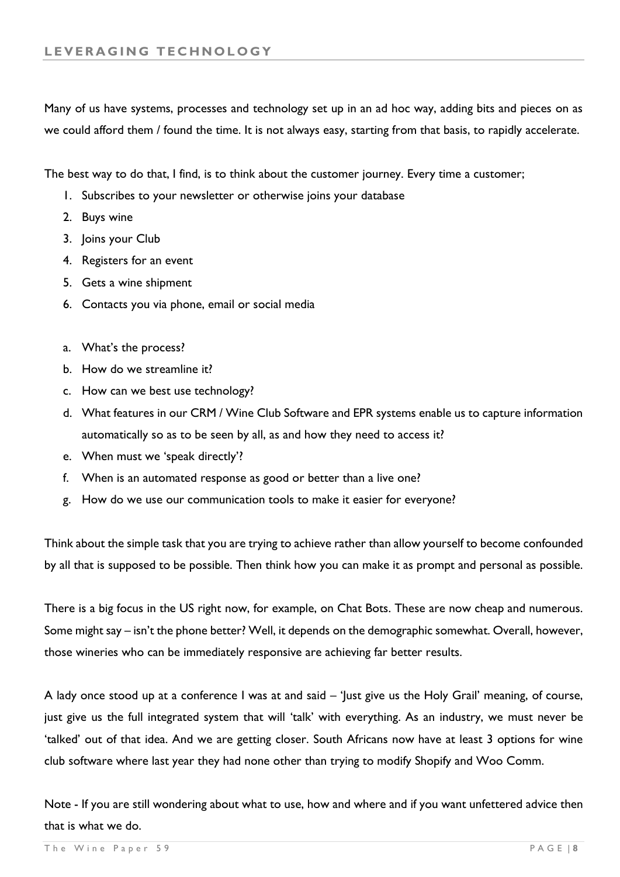## LEVERAGING TECHNOLOGY

Many of us have systems, processes and technology set up in an ad hoc way, adding bits and pieces on as we could afford them / found the time. It is not always easy, starting from that basis, to rapidly accelerate.

The best way to do that, I find, is to think about the customer journey. Every time a customer;

1. Subscribes to your newsletter or otherwise joins your database
2. Buys wine
3. Joins your Club
4. Registers for an event
5. Gets a wine shipment
6. Contacts you via phone, email or social media

a. What's the process?
b. How do we streamline it?
c. How can we best use technology?
d. What features in our CRM / Wine Club Software and EPR systems enable us to capture information automatically so as to be seen by all, as and how they need to access it?
e. When must we 'speak directly'?
f. When is an automated response as good or better than a live one?
g. How do we use our communication tools to make it easier for everyone?

Think about the simple task that you are trying to achieve rather than allow yourself to become confounded by all that is supposed to be possible. Then think how you can make it as prompt and personal as possible.

There is a big focus in the US right now, for example, on Chat Bots. These are now cheap and numerous. Some might say – isn't the phone better? Well, it depends on the demographic somewhat. Overall, however, those wineries who can be immediately responsive are achieving far better results.

A lady once stood up at a conference I was at and said – 'Just give us the Holy Grail' meaning, of course, just give us the full integrated system that will 'talk' with everything. As an industry, we must never be 'talked' out of that idea. And we are getting closer. South Africans now have at least 3 options for wine club software where last year they had none other than trying to modify Shopify and Woo Comm.

Note - If you are still wondering about what to use, how and where and if you want unfettered advice then that is what we do.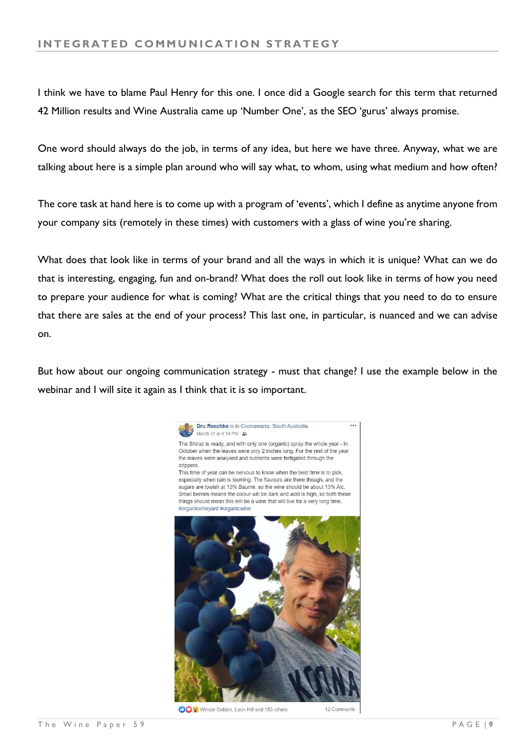## INTEGRATED COMMUNICATION STRATEGY

I think we have to blame Paul Henry for this one. I once did a Google search for this term that returned 42 Million results and Wine Australia came up 'Number One', as the SEO 'gurus' always promise.

One word should always do the job, in terms of any idea, but here we have three. Anyway, what we are talking about here is a simple plan around who will say what, to whom, using what medium and how often?

The core task at hand here is to come up with a program of 'events', which I define as anytime anyone from your company sits (remotely in these times) with customers with a glass of wine you're sharing.

What does that look like in terms of your brand and all the ways in which it is unique? What can we do that is interesting, engaging, fun and on-brand? What does the roll out look like in terms of how you need to prepare your audience for what is coming? What are the critical things that you need to do to ensure that there are sales at the end of your process? This last one, in particular, is nuanced and we can advise on.

But how about our ongoing communication strategy - must that change? I use the example below in the webinar and I will site it again as I think that it is so important.

**Dru Reschke** is in Coonawarra, South Australia.
March 31 at 4:14 PM

The Shiraz is ready, and with only one (organic) spray the whole year - in October when the leaves were only 2 inches long. For the rest of the year the leaves were analysed and nutrients were fertigated through the drippers.
This time of year can be nervous to know when the best time is to pick, especially when rain is looming. The flavours are there though, and the sugars are lowish at 13% Baumé, so the wine should be about 13% Alc. Small berries means the colour will be dark and acid is high, so both these things should mean this will be a wine that will live for a very long time.
#organicvineyard #organicwine

Winsor Dobbin, Leon Hill and 153 others — 12 Comments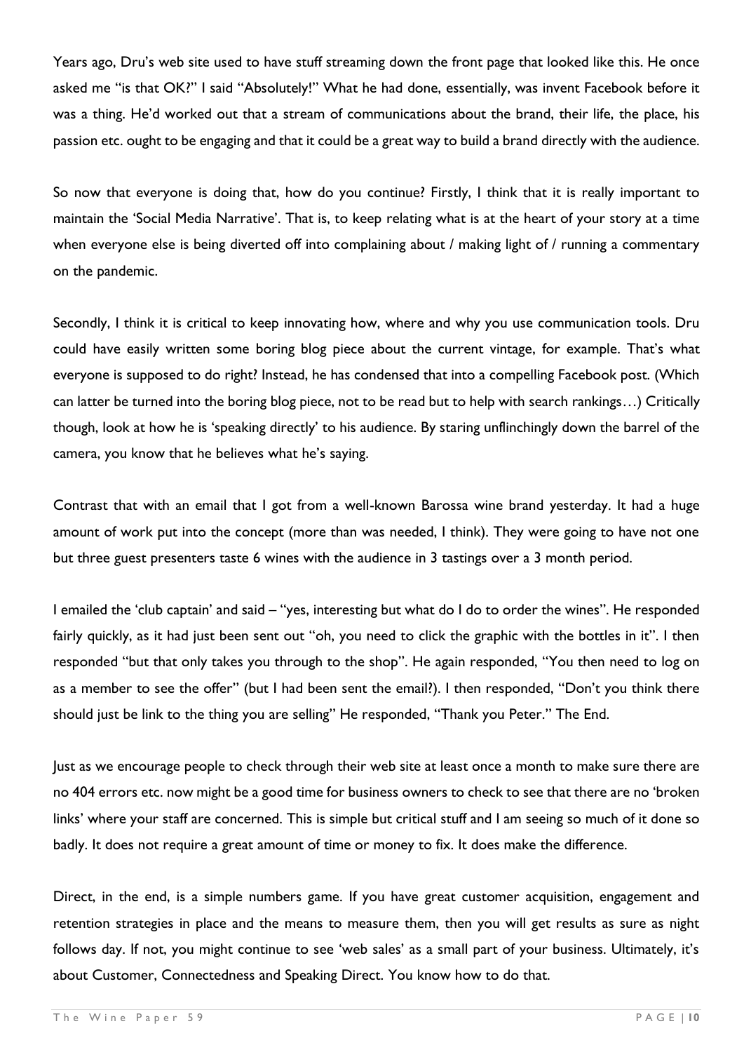Years ago, Dru's web site used to have stuff streaming down the front page that looked like this. He once asked me "is that OK?" I said "Absolutely!" What he had done, essentially, was invent Facebook before it was a thing. He'd worked out that a stream of communications about the brand, their life, the place, his passion etc. ought to be engaging and that it could be a great way to build a brand directly with the audience.

So now that everyone is doing that, how do you continue? Firstly, I think that it is really important to maintain the 'Social Media Narrative'. That is, to keep relating what is at the heart of your story at a time when everyone else is being diverted off into complaining about / making light of / running a commentary on the pandemic.

Secondly, I think it is critical to keep innovating how, where and why you use communication tools. Dru could have easily written some boring blog piece about the current vintage, for example. That's what everyone is supposed to do right? Instead, he has condensed that into a compelling Facebook post. (Which can latter be turned into the boring blog piece, not to be read but to help with search rankings…) Critically though, look at how he is 'speaking directly' to his audience. By staring unflinchingly down the barrel of the camera, you know that he believes what he's saying.

Contrast that with an email that I got from a well-known Barossa wine brand yesterday. It had a huge amount of work put into the concept (more than was needed, I think). They were going to have not one but three guest presenters taste 6 wines with the audience in 3 tastings over a 3 month period.

I emailed the 'club captain' and said – "yes, interesting but what do I do to order the wines". He responded fairly quickly, as it had just been sent out "oh, you need to click the graphic with the bottles in it". I then responded "but that only takes you through to the shop". He again responded, "You then need to log on as a member to see the offer" (but I had been sent the email?). I then responded, "Don't you think there should just be link to the thing you are selling" He responded, "Thank you Peter." The End.

Just as we encourage people to check through their web site at least once a month to make sure there are no 404 errors etc. now might be a good time for business owners to check to see that there are no 'broken links' where your staff are concerned. This is simple but critical stuff and I am seeing so much of it done so badly. It does not require a great amount of time or money to fix. It does make the difference.

Direct, in the end, is a simple numbers game. If you have great customer acquisition, engagement and retention strategies in place and the means to measure them, then you will get results as sure as night follows day. If not, you might continue to see 'web sales' as a small part of your business. Ultimately, it's about Customer, Connectedness and Speaking Direct. You know how to do that.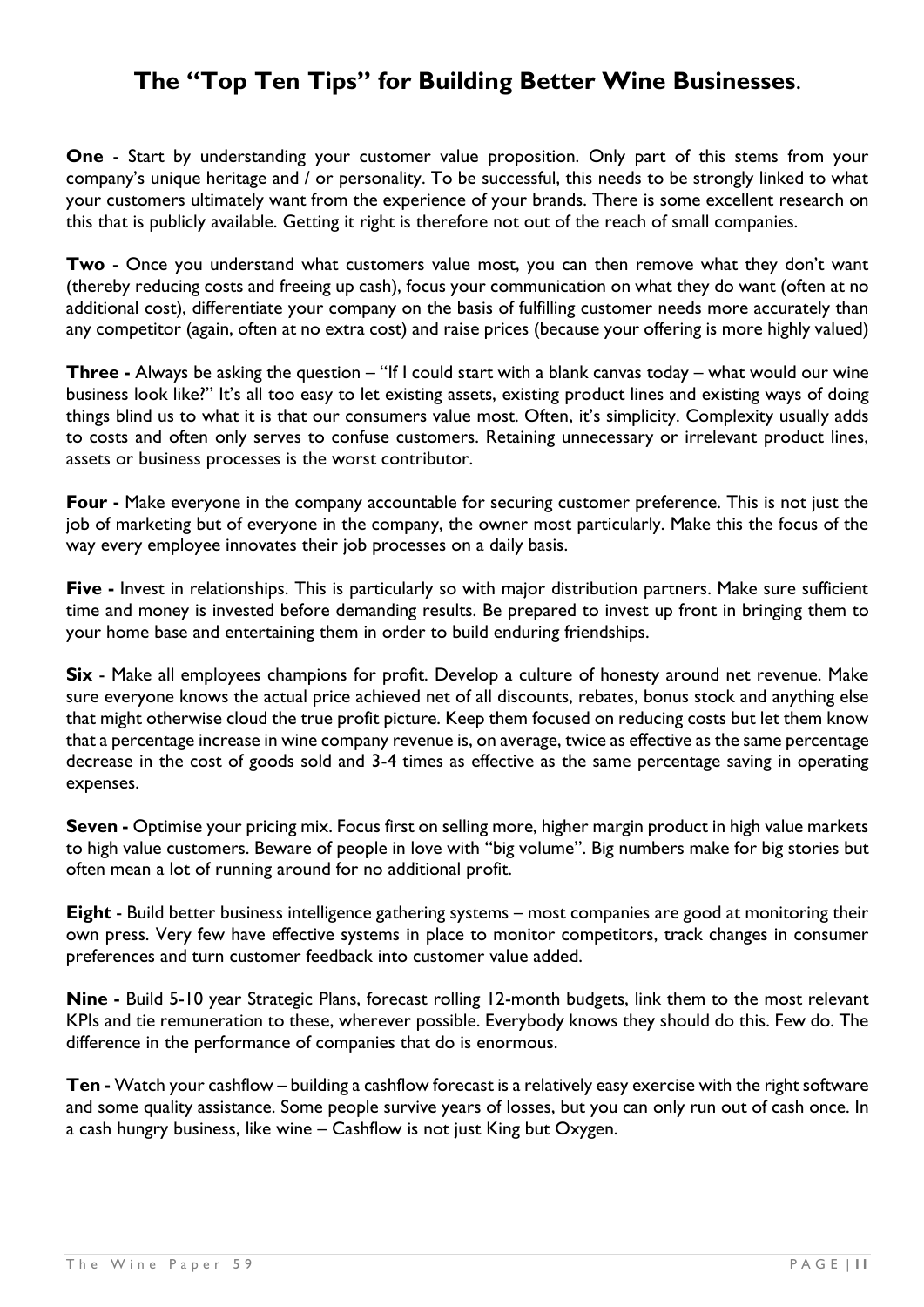## The "Top Ten Tips" for Building Better Wine Businesses.

**One** - Start by understanding your customer value proposition. Only part of this stems from your company's unique heritage and / or personality. To be successful, this needs to be strongly linked to what your customers ultimately want from the experience of your brands. There is some excellent research on this that is publicly available. Getting it right is therefore not out of the reach of small companies.

**Two** - Once you understand what customers value most, you can then remove what they don't want (thereby reducing costs and freeing up cash), focus your communication on what they do want (often at no additional cost), differentiate your company on the basis of fulfilling customer needs more accurately than any competitor (again, often at no extra cost) and raise prices (because your offering is more highly valued)

**Three -** Always be asking the question – "If I could start with a blank canvas today – what would our wine business look like?" It's all too easy to let existing assets, existing product lines and existing ways of doing things blind us to what it is that our consumers value most. Often, it's simplicity. Complexity usually adds to costs and often only serves to confuse customers. Retaining unnecessary or irrelevant product lines, assets or business processes is the worst contributor.

**Four -** Make everyone in the company accountable for securing customer preference. This is not just the job of marketing but of everyone in the company, the owner most particularly. Make this the focus of the way every employee innovates their job processes on a daily basis.

**Five -** Invest in relationships. This is particularly so with major distribution partners. Make sure sufficient time and money is invested before demanding results. Be prepared to invest up front in bringing them to your home base and entertaining them in order to build enduring friendships.

**Six** - Make all employees champions for profit. Develop a culture of honesty around net revenue. Make sure everyone knows the actual price achieved net of all discounts, rebates, bonus stock and anything else that might otherwise cloud the true profit picture. Keep them focused on reducing costs but let them know that a percentage increase in wine company revenue is, on average, twice as effective as the same percentage decrease in the cost of goods sold and 3-4 times as effective as the same percentage saving in operating expenses.

**Seven -** Optimise your pricing mix. Focus first on selling more, higher margin product in high value markets to high value customers. Beware of people in love with "big volume". Big numbers make for big stories but often mean a lot of running around for no additional profit.

**Eight** - Build better business intelligence gathering systems – most companies are good at monitoring their own press. Very few have effective systems in place to monitor competitors, track changes in consumer preferences and turn customer feedback into customer value added.

**Nine -** Build 5-10 year Strategic Plans, forecast rolling 12-month budgets, link them to the most relevant KPIs and tie remuneration to these, wherever possible. Everybody knows they should do this. Few do. The difference in the performance of companies that do is enormous.

**Ten -** Watch your cashflow – building a cashflow forecast is a relatively easy exercise with the right software and some quality assistance. Some people survive years of losses, but you can only run out of cash once. In a cash hungry business, like wine – Cashflow is not just King but Oxygen.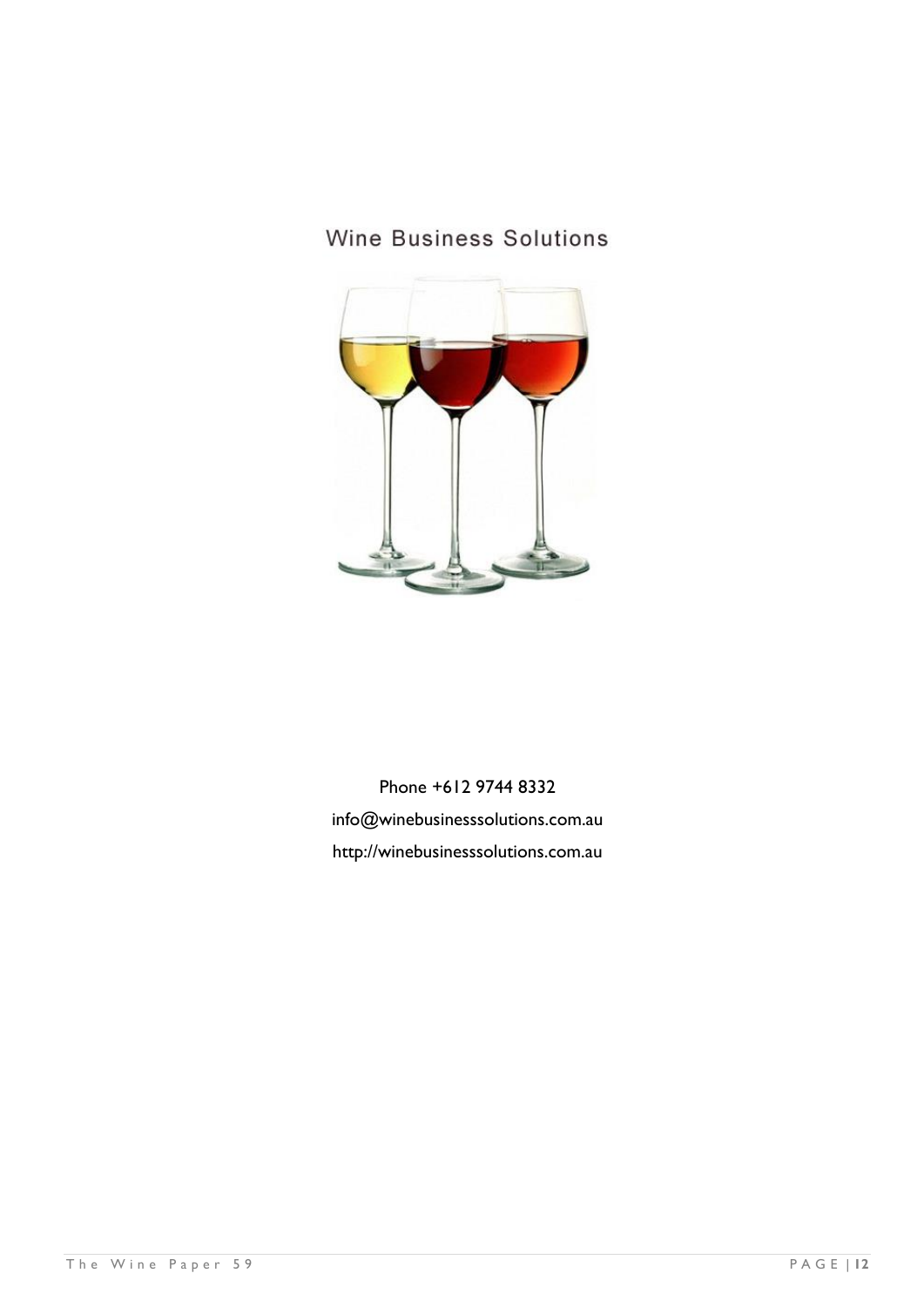Wine Business Solutions

Phone +612 9744 8332

info@winebusinesssolutions.com.au

http://winebusinesssolutions.com.au